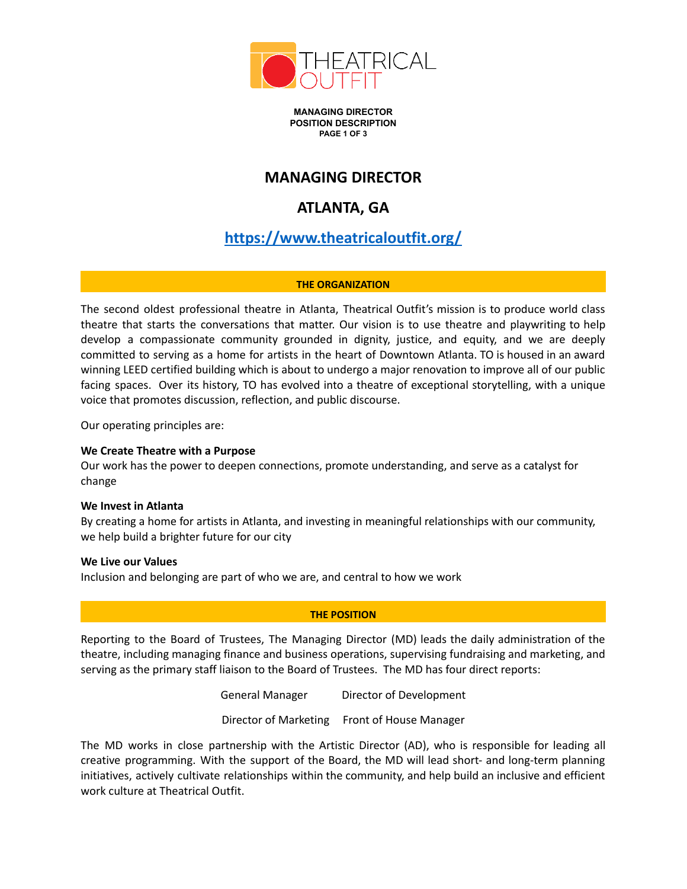# MANAGING DIRECTOR

## ATLANTA, GA

## [https://www.theatricaloutfit.org/](https://www.theatricaloutfit.org/)

### THE ORGANIZATION

The second oldest professional theatre in Atlanta, Theatrical Outfit's mission is to produce world class theatre that starts the conversations that matter. Our vision is to use theatre and playwriting to help develop a compassionate community grounded in dignity, justice, and equity, and we are deeply committed to serving as a home for artists in the heart of Downtown Atlanta. TO is housed in an award winning LEED certified building which is about to undergo a major renovation to improve all of our public facing spaces. Over its history, TO has evolved into a theatre of exceptional storytelling, with a unique voice that promotes discussion, reflection, and public discourse.

Our operating principles are:

**We Create Theatre with a Purpose**
Our work has the power to deepen connections, promote understanding, and serve as a catalyst for change

**We Invest in Atlanta**
By creating a home for artists in Atlanta, and investing in meaningful relationships with our community, we help build a brighter future for our city

**We Live our Values**
Inclusion and belonging are part of who we are, and central to how we work

### THE POSITION

Reporting to the Board of Trustees, The Managing Director (MD) leads the daily administration of the theatre, including managing finance and business operations, supervising fundraising and marketing, and serving as the primary staff liaison to the Board of Trustees. The MD has four direct reports:

- General Manager
- Director of Development
- Director of Marketing
- Front of House Manager

The MD works in close partnership with the Artistic Director (AD), who is responsible for leading all creative programming. With the support of the Board, the MD will lead short- and long-term planning initiatives, actively cultivate relationships within the community, and help build an inclusive and efficient work culture at Theatrical Outfit.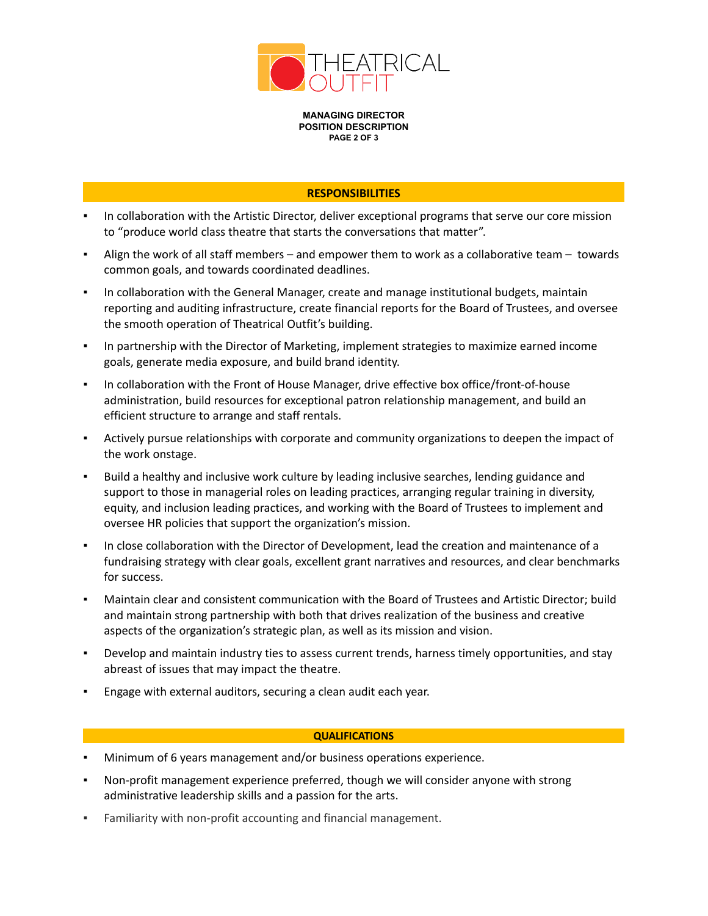**MANAGING DIRECTOR**
**POSITION DESCRIPTION**

## RESPONSIBILITIES

- In collaboration with the Artistic Director, deliver exceptional programs that serve our core mission to "produce world class theatre that starts the conversations that matter".
- Align the work of all staff members – and empower them to work as a collaborative team – towards common goals, and towards coordinated deadlines.
- In collaboration with the General Manager, create and manage institutional budgets, maintain reporting and auditing infrastructure, create financial reports for the Board of Trustees, and oversee the smooth operation of Theatrical Outfit's building.
- In partnership with the Director of Marketing, implement strategies to maximize earned income goals, generate media exposure, and build brand identity.
- In collaboration with the Front of House Manager, drive effective box office/front-of-house administration, build resources for exceptional patron relationship management, and build an efficient structure to arrange and staff rentals.
- Actively pursue relationships with corporate and community organizations to deepen the impact of the work onstage.
- Build a healthy and inclusive work culture by leading inclusive searches, lending guidance and support to those in managerial roles on leading practices, arranging regular training in diversity, equity, and inclusion leading practices, and working with the Board of Trustees to implement and oversee HR policies that support the organization's mission.
- In close collaboration with the Director of Development, lead the creation and maintenance of a fundraising strategy with clear goals, excellent grant narratives and resources, and clear benchmarks for success.
- Maintain clear and consistent communication with the Board of Trustees and Artistic Director; build and maintain strong partnership with both that drives realization of the business and creative aspects of the organization's strategic plan, as well as its mission and vision.
- Develop and maintain industry ties to assess current trends, harness timely opportunities, and stay abreast of issues that may impact the theatre.
- Engage with external auditors, securing a clean audit each year.

## QUALIFICATIONS

- Minimum of 6 years management and/or business operations experience.
- Non-profit management experience preferred, though we will consider anyone with strong administrative leadership skills and a passion for the arts.
- Familiarity with non-profit accounting and financial management.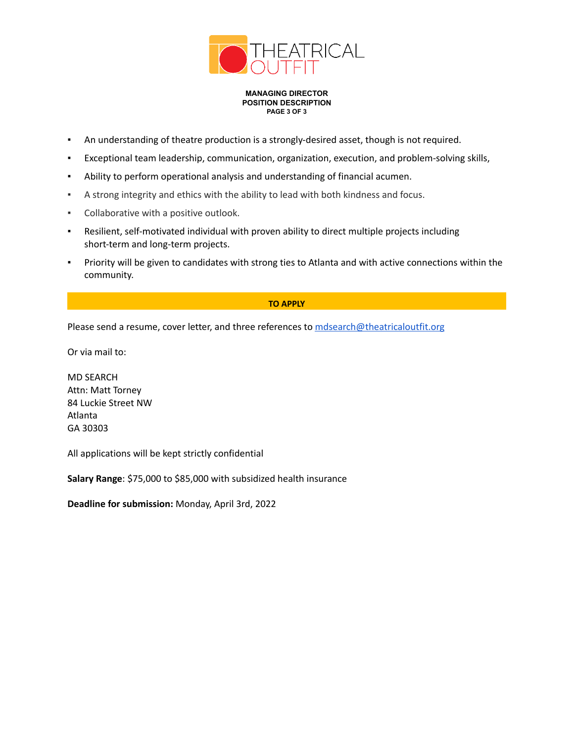- An understanding of theatre production is a strongly-desired asset, though is not required.
- Exceptional team leadership, communication, organization, execution, and problem-solving skills,
- Ability to perform operational analysis and understanding of financial acumen.
- A strong integrity and ethics with the ability to lead with both kindness and focus.
- Collaborative with a positive outlook.
- Resilient, self-motivated individual with proven ability to direct multiple projects including short-term and long-term projects.
- Priority will be given to candidates with strong ties to Atlanta and with active connections within the community.

## TO APPLY

Please send a resume, cover letter, and three references to mdsearch@theatricaloutfit.org

Or via mail to:

MD SEARCH
Attn: Matt Torney
84 Luckie Street NW
Atlanta
GA 30303

All applications will be kept strictly confidential

**Salary Range**: $75,000 to $85,000 with subsidized health insurance

**Deadline for submission:** Monday, April 3rd, 2022